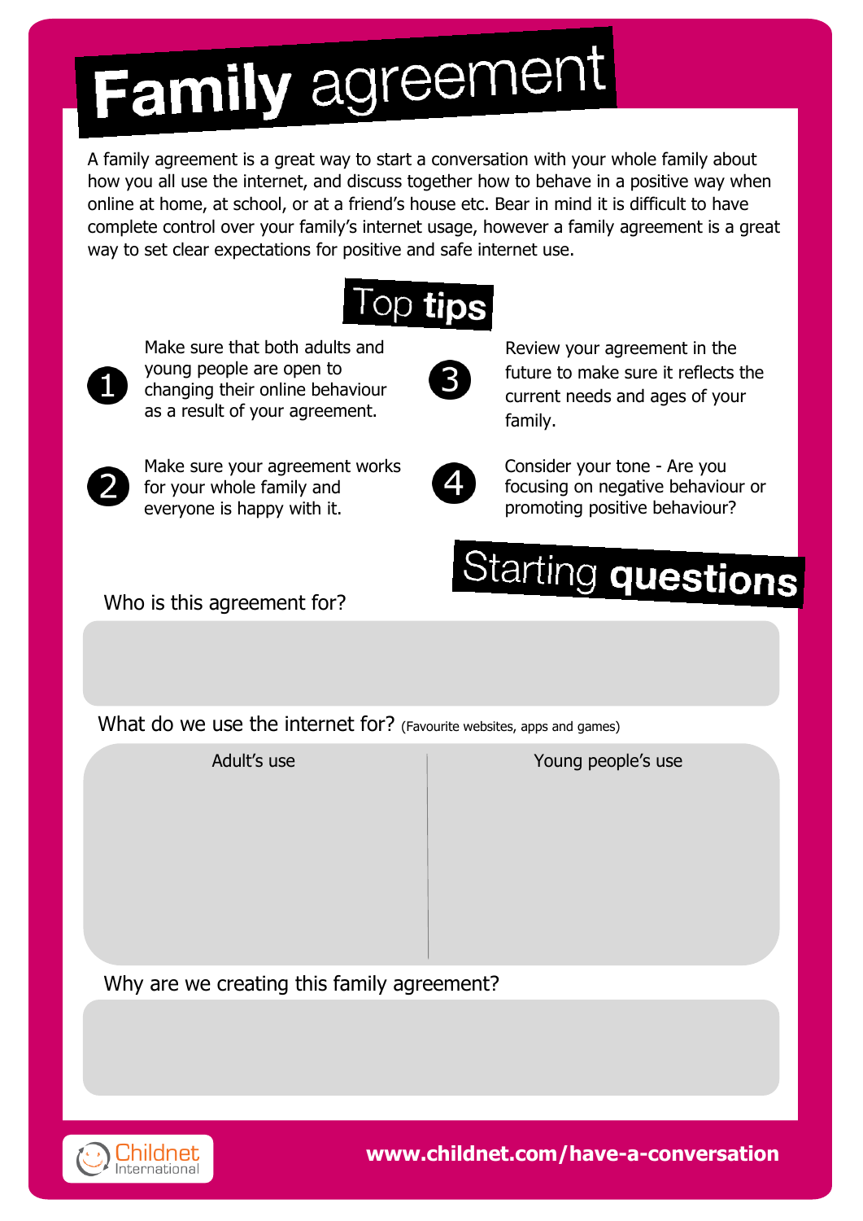# Family agreement

A family agreement is a great way to start a conversation with your whole family about how you all use the internet, and discuss together how to behave in a positive way when online at home, at school, or at a friend's house etc. Bear in mind it is difficult to have complete control over your family's internet usage, however a family agreement is a great way to set clear expectations for positive and safe internet use.

## Top tips

1. Make sure that both adults and young people are open to changing their online behaviour as a result of your agreement.
2. Make sure your agreement works for your whole family and everyone is happy with it.
3. Review your agreement in the future to make sure it reflects the current needs and ages of your family.
4. Consider your tone - Are you focusing on negative behaviour or promoting positive behaviour?

## Starting questions

Who is this agreement for?

What do we use the internet for? (Favourite websites, apps and games)

| Adult's use | Young people's use |
| --- | --- |
| | |

Why are we creating this family agreement?

Childnet International

www.childnet.com/have-a-conversation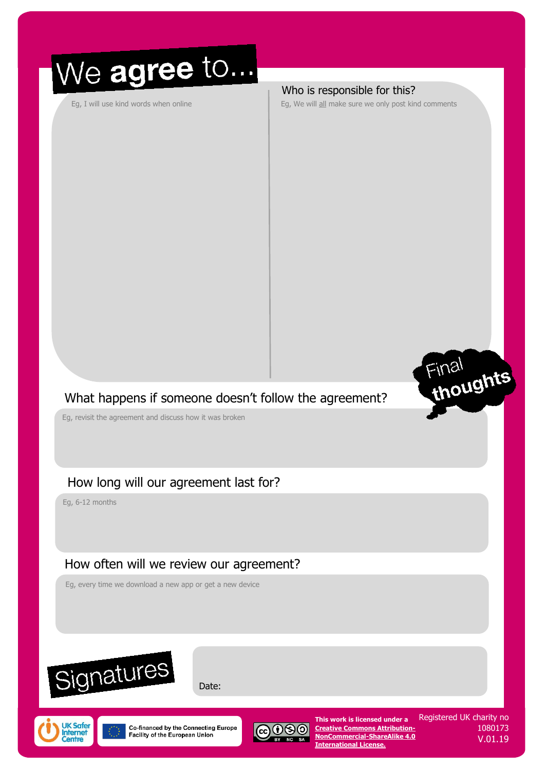# We **agree** to...

Eg, I will use kind words when online

## Who is responsible for this?

Eg, We will all make sure we only post kind comments

## Final thoughts

## What happens if someone doesn't follow the agreement?

Eg, revisit the agreement and discuss how it was broken

## How long will our agreement last for?

Eg, 6-12 months

## How often will we review our agreement?

Eg, every time we download a new app or get a new device

## Signatures

Date:

UK Safer Internet Centre

Co-financed by the Connecting Europe Facility of the European Union

This work is licensed under a **Creative Commons Attribution-NonCommercial-ShareAlike 4.0 International License.**

Registered UK charity no 1080173

V.01.19